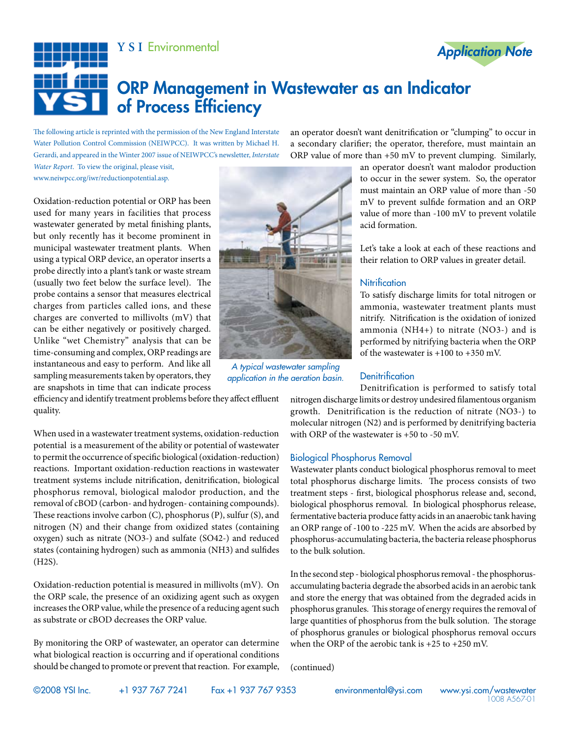YSI Environmental

Application Note

# ORP Management in Wastewater as an Indicator of Process Efficiency

The following article is reprinted with the permission of the New England Interstate Water Pollution Control Commission (NEIWPCC). It was written by Michael H. Gerardi, and appeared in the Winter 2007 issue of NEIWPCC's newsletter, *Interstate Water Report*. To view the original, please visit, www.neiwpcc.org/iwr/reductionpotential.asp.

Oxidation-reduction potential or ORP has been used for many years in facilities that process wastewater generated by metal finishing plants, but only recently has it become prominent in municipal wastewater treatment plants. When using a typical ORP device, an operator inserts a probe directly into a plant's tank or waste stream (usually two feet below the surface level). The probe contains a sensor that measures electrical charges from particles called ions, and these charges are converted to millivolts (mV) that can be either negatively or positively charged. Unlike "wet Chemistry" analysis that can be time-consuming and complex, ORP readings are instantaneous and easy to perform. And like all sampling measurements taken by operators, they are snapshots in time that can indicate process efficiency and identify treatment problems before they affect effluent quality.

*A typical wastewater sampling application in the aeration basin.*

When used in a wastewater treatment systems, oxidation-reduction potential is a measurement of the ability or potential of wastewater to permit the occurrence of specific biological (oxidation-reduction) reactions. Important oxidation-reduction reactions in wastewater treatment systems include nitrification, denitrification, biological phosphorus removal, biological malodor production, and the removal of cBOD (carbon- and hydrogen- containing compounds). These reactions involve carbon (C), phosphorus (P), sulfur (S), and nitrogen (N) and their change from oxidized states (containing oxygen) such as nitrate ($NO_3^-$) and sulfate ($SO_4^{2-}$) and reduced states (containing hydrogen) such as ammonia ($NH_3$) and sulfides ($H_2S$).

Oxidation-reduction potential is measured in millivolts (mV). On the ORP scale, the presence of an oxidizing agent such as oxygen increases the ORP value, while the presence of a reducing agent such as substrate or cBOD decreases the ORP value.

By monitoring the ORP of wastewater, an operator can determine what biological reaction is occurring and if operational conditions should be changed to promote or prevent that reaction. For example, an operator doesn't want denitrification or "clumping" to occur in a secondary clarifier; the operator, therefore, must maintain an ORP value of more than +50 mV to prevent clumping. Similarly, an operator doesn't want malodor production to occur in the sewer system. So, the operator must maintain an ORP value of more than -50 mV to prevent sulfide formation and an ORP value of more than -100 mV to prevent volatile acid formation.

Let's take a look at each of these reactions and their relation to ORP values in greater detail.

## Nitrification

To satisfy discharge limits for total nitrogen or ammonia, wastewater treatment plants must nitrify. Nitrification is the oxidation of ionized ammonia ($NH_4^+$) to nitrate ($NO_3^-$) and is performed by nitrifying bacteria when the ORP of the wastewater is +100 to +350 mV.

## Denitrification

Denitrification is performed to satisfy total nitrogen discharge limits or destroy undesired filamentous organism growth. Denitrification is the reduction of nitrate ($NO_3^-$) to molecular nitrogen ($N_2$) and is performed by denitrifying bacteria with ORP of the wastewater is +50 to -50 mV.

## Biological Phosphorus Removal

Wastewater plants conduct biological phosphorus removal to meet total phosphorus discharge limits. The process consists of two treatment steps - first, biological phosphorus release and, second, biological phosphorus removal. In biological phosphorus release, fermentative bacteria produce fatty acids in an anaerobic tank having an ORP range of -100 to -225 mV. When the acids are absorbed by phosphorus-accumulating bacteria, the bacteria release phosphorus to the bulk solution.

In the second step - biological phosphorus removal - the phosphorus-accumulating bacteria degrade the absorbed acids in an aerobic tank and store the energy that was obtained from the degraded acids in phosphorus granules. This storage of energy requires the removal of large quantities of phosphorus from the bulk solution. The storage of phosphorus granules or biological phosphorus removal occurs when the ORP of the aerobic tank is +25 to +250 mV.

(continued)

©2008 YSI Inc. +1 937 767 7241 Fax +1 937 767 9353 environmental@ysi.com www.ysi.com/wastewater 1008 A567-01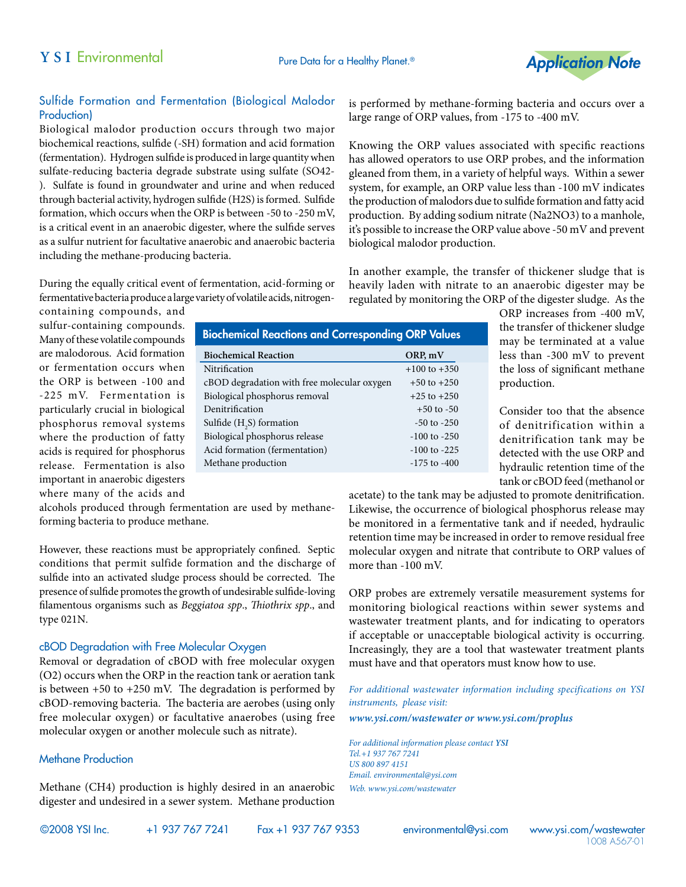## Sulfide Formation and Fermentation (Biological Malodor Production)

Biological malodor production occurs through two major biochemical reactions, sulfide (-SH) formation and acid formation (fermentation). Hydrogen sulfide is produced in large quantity when sulfate-reducing bacteria degrade substrate using sulfate (SO42-). Sulfate is found in groundwater and urine and when reduced through bacterial activity, hydrogen sulfide (H2S) is formed. Sulfide formation, which occurs when the ORP is between -50 to -250 mV, is a critical event in an anaerobic digester, where the sulfide serves as a sulfur nutrient for facultative anaerobic and anaerobic bacteria including the methane-producing bacteria.

During the equally critical event of fermentation, acid-forming or fermentative bacteria produce a large variety of volatile acids, nitrogen-containing compounds, and sulfur-containing compounds. Many of these volatile compounds are malodorous. Acid formation or fermentation occurs when the ORP is between -100 and -225 mV. Fermentation is particularly crucial in biological phosphorus removal systems where the production of fatty acids is required for phosphorus release. Fermentation is also important in anaerobic digesters where many of the acids and alcohols produced through fermentation are used by methane-forming bacteria to produce methane.

However, these reactions must be appropriately confined. Septic conditions that permit sulfide formation and the discharge of sulfide into an activated sludge process should be corrected. The presence of sulfide promotes the growth of undesirable sulfide-loving filamentous organisms such as *Beggiatoa spp*., *Thiothrix spp*., and type 021N.

## cBOD Degradation with Free Molecular Oxygen

Removal or degradation of cBOD with free molecular oxygen (O2) occurs when the ORP in the reaction tank or aeration tank is between +50 to +250 mV. The degradation is performed by cBOD-removing bacteria. The bacteria are aerobes (using only free molecular oxygen) or facultative anaerobes (using free molecular oxygen or another molecule such as nitrate).

## Methane Production

Methane (CH4) production is highly desired in an anaerobic digester and undesired in a sewer system. Methane production is performed by methane-forming bacteria and occurs over a large range of ORP values, from -175 to -400 mV.

Knowing the ORP values associated with specific reactions has allowed operators to use ORP probes, and the information gleaned from them, in a variety of helpful ways. Within a sewer system, for example, an ORP value less than -100 mV indicates the production of malodors due to sulfide formation and fatty acid production. By adding sodium nitrate (Na2NO3) to a manhole, it's possible to increase the ORP value above -50 mV and prevent biological malodor production.

**Biochemical Reactions and Corresponding ORP Values**

| Biochemical Reaction | ORP, mV |
|---|---|
| Nitrification | +100 to +350 |
| cBOD degradation with free molecular oxygen | +50 to +250 |
| Biological phosphorus removal | +25 to +250 |
| Denitrification | +50 to -50 |
| Sulfide ($H_2S$) formation | -50 to -250 |
| Biological phosphorus release | -100 to -250 |
| Acid formation (fermentation) | -100 to -225 |
| Methane production | -175 to -400 |

In another example, the transfer of thickener sludge that is heavily laden with nitrate to an anaerobic digester may be regulated by monitoring the ORP of the digester sludge. As the ORP increases from -400 mV, the transfer of thickener sludge may be terminated at a value less than -300 mV to prevent the loss of significant methane production.

Consider too that the absence of denitrification within a denitrification tank may be detected with the use ORP and hydraulic retention time of the tank or cBOD feed (methanol or acetate) to the tank may be adjusted to promote denitrification. Likewise, the occurrence of biological phosphorus release may be monitored in a fermentative tank and if needed, hydraulic retention time may be increased in order to remove residual free molecular oxygen and nitrate that contribute to ORP values of more than -100 mV.

ORP probes are extremely versatile measurement systems for monitoring biological reactions within sewer systems and wastewater treatment plants, and for indicating to operators if acceptable or unacceptable biological activity is occurring. Increasingly, they are a tool that wastewater treatment plants must have and that operators must know how to use.

*For additional wastewater information including specifications on YSI instruments, please visit:*

***www.ysi.com/wastewater or www.ysi.com/proplus***

*For additional information please contact **YSI***
*Tel.+1 937 767 7241*
*US 800 897 4151*
*Email. environmental@ysi.com*
*Web. www.ysi.com/wastewater*

©2008 YSI Inc. +1 937 767 7241 Fax +1 937 767 9353 environmental@ysi.com www.ysi.com/wastewater

1008 A567-01